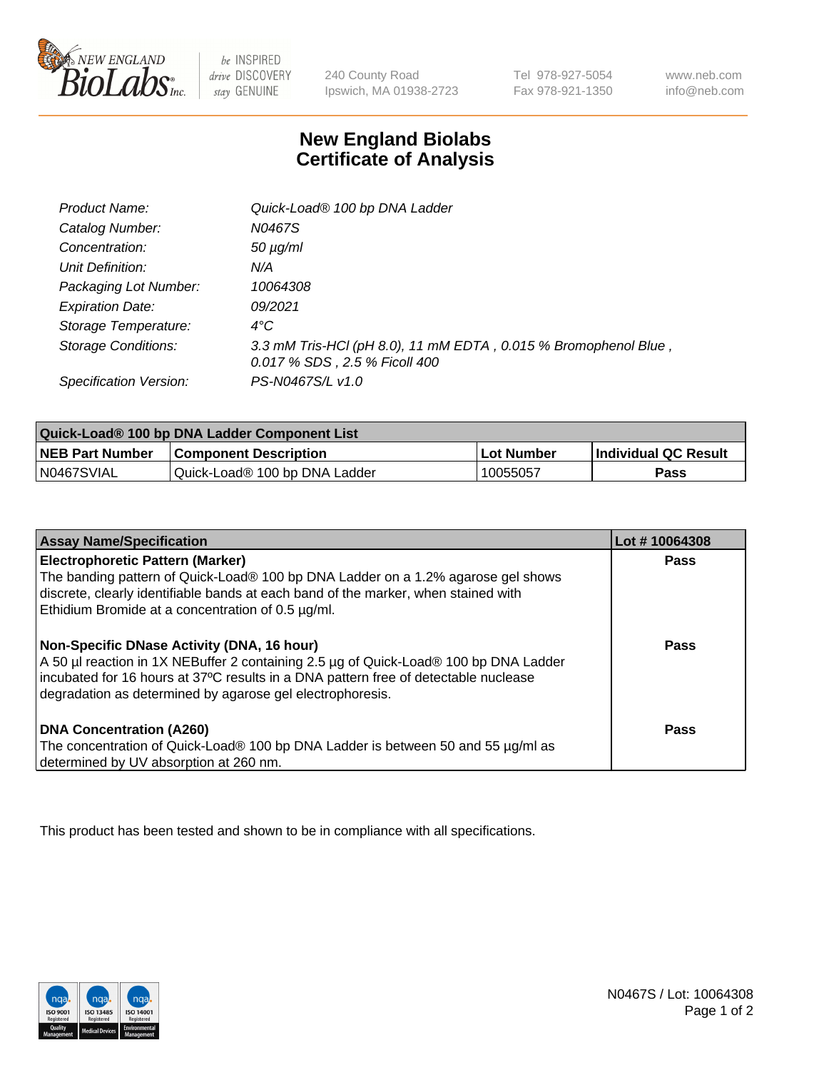# New England Biolabs Certificate of Analysis

| | |
|---|---|
| *Product Name:* | *Quick-Load® 100 bp DNA Ladder* |
| *Catalog Number:* | *N0467S* |
| *Concentration:* | *50 µg/ml* |
| *Unit Definition:* | *N/A* |
| *Packaging Lot Number:* | *10064308* |
| *Expiration Date:* | *09/2021* |
| *Storage Temperature:* | *4°C* |
| *Storage Conditions:* | *3.3 mM Tris-HCl (pH 8.0), 11 mM EDTA , 0.015 % Bromophenol Blue , 0.017 % SDS , 2.5 % Ficoll 400* |
| *Specification Version:* | *PS-N0467S/L v1.0* |

| Quick-Load® 100 bp DNA Ladder Component List | | | |
|---|---|---|---|
| **NEB Part Number** | **Component Description** | **Lot Number** | **Individual QC Result** |
| N0467SVIAL | Quick-Load® 100 bp DNA Ladder | 10055057 | **Pass** |

| Assay Name/Specification | Lot # 10064308 |
|---|---|
| **Electrophoretic Pattern (Marker)**<br>The banding pattern of Quick-Load® 100 bp DNA Ladder on a 1.2% agarose gel shows discrete, clearly identifiable bands at each band of the marker, when stained with Ethidium Bromide at a concentration of 0.5 µg/ml. | **Pass** |
| **Non-Specific DNase Activity (DNA, 16 hour)**<br>A 50 µl reaction in 1X NEBuffer 2 containing 2.5 µg of Quick-Load® 100 bp DNA Ladder incubated for 16 hours at 37ºC results in a DNA pattern free of detectable nuclease degradation as determined by agarose gel electrophoresis. | **Pass** |
| **DNA Concentration (A260)**<br>The concentration of Quick-Load® 100 bp DNA Ladder is between 50 and 55 µg/ml as determined by UV absorption at 260 nm. | **Pass** |

This product has been tested and shown to be in compliance with all specifications.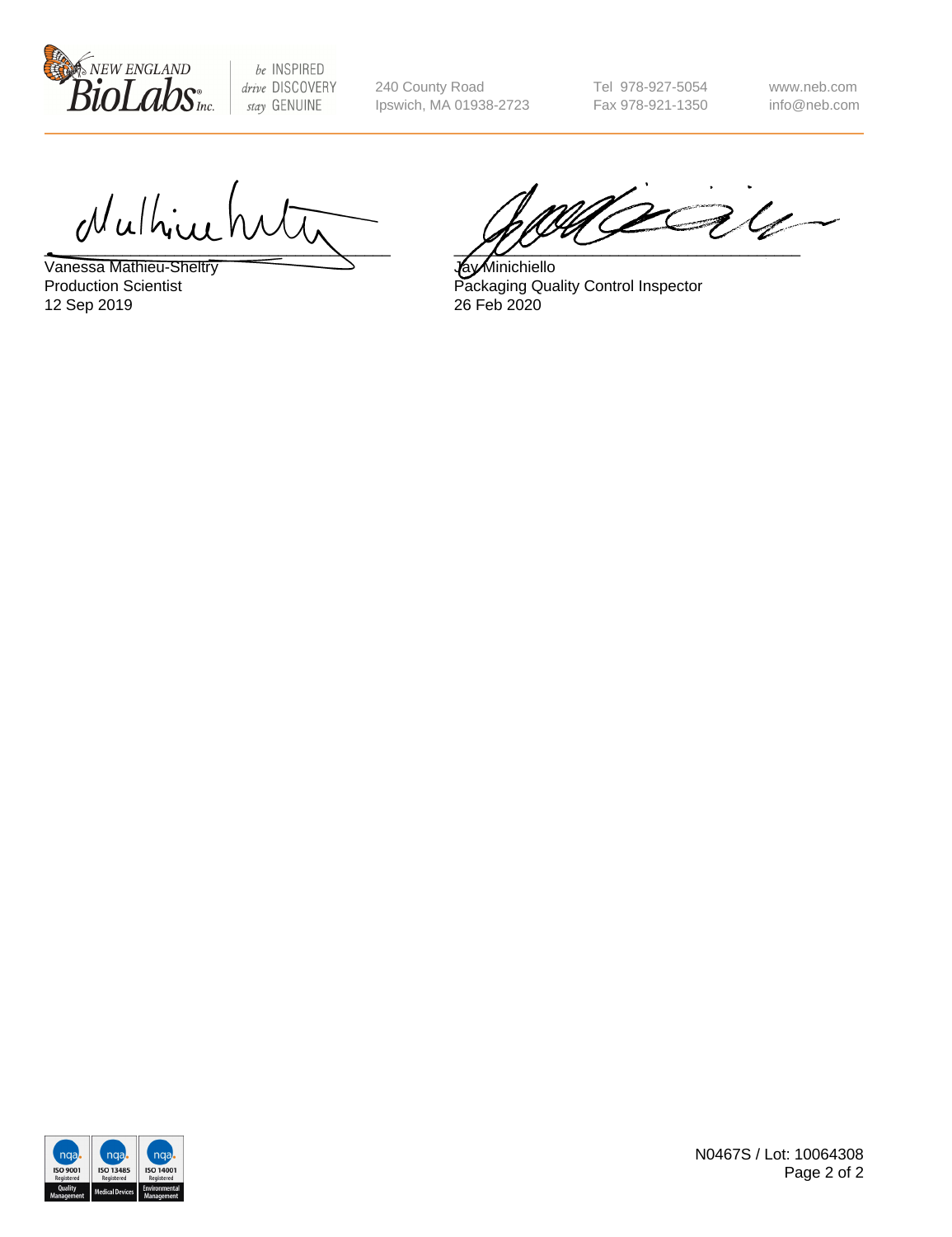240 County Road
Ipswich, MA 01938-2723

Tel 978-927-5054
Fax 978-921-1350

www.neb.com
info@neb.com

Vanessa Mathieu-Sheltry
Production Scientist
12 Sep 2019

Jay Minichiello
Packaging Quality Control Inspector
26 Feb 2020

N0467S / Lot: 10064308